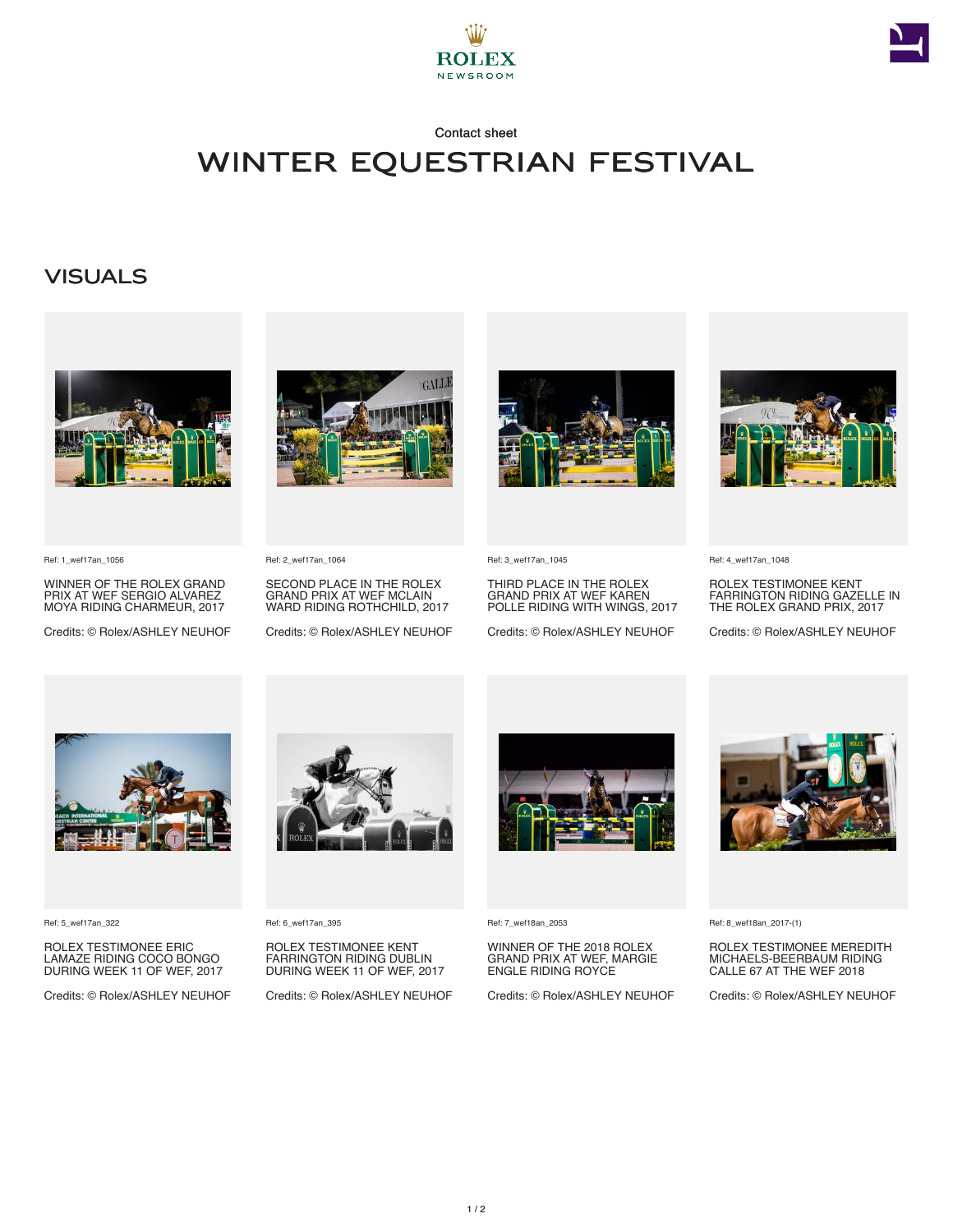ROLEX
NEWSROOM

Contact sheet

# WINTER EQUESTRIAN FESTIVAL

## VISUALS

Ref: 1_wef17an_1056

WINNER OF THE ROLEX GRAND PRIX AT WEF SERGIO ALVAREZ MOYA RIDING CHARMEUR, 2017

Credits: © Rolex/ASHLEY NEUHOF

Ref: 2_wef17an_1064

SECOND PLACE IN THE ROLEX GRAND PRIX AT WEF MCLAIN WARD RIDING ROTHCHILD, 2017

Credits: © Rolex/ASHLEY NEUHOF

Ref: 3_wef17an_1045

THIRD PLACE IN THE ROLEX GRAND PRIX AT WEF KAREN POLLE RIDING WITH WINGS, 2017

Credits: © Rolex/ASHLEY NEUHOF

Ref: 4_wef17an_1048

ROLEX TESTIMONEE KENT FARRINGTON RIDING GAZELLE IN THE ROLEX GRAND PRIX, 2017

Credits: © Rolex/ASHLEY NEUHOF

Ref: 5_wef17an_322

ROLEX TESTIMONEE ERIC LAMAZE RIDING COCO BONGO DURING WEEK 11 OF WEF, 2017

Credits: © Rolex/ASHLEY NEUHOF

Ref: 6_wef17an_395

ROLEX TESTIMONEE KENT FARRINGTON RIDING DUBLIN DURING WEEK 11 OF WEF, 2017

Credits: © Rolex/ASHLEY NEUHOF

Ref: 7_wef18an_2053

WINNER OF THE 2018 ROLEX GRAND PRIX AT WEF, MARGIE ENGLE RIDING ROYCE

Credits: © Rolex/ASHLEY NEUHOF

Ref: 8_wef18an_2017-(1)

ROLEX TESTIMONEE MEREDITH MICHAELS-BEERBAUM RIDING CALLE 67 AT THE WEF 2018

Credits: © Rolex/ASHLEY NEUHOF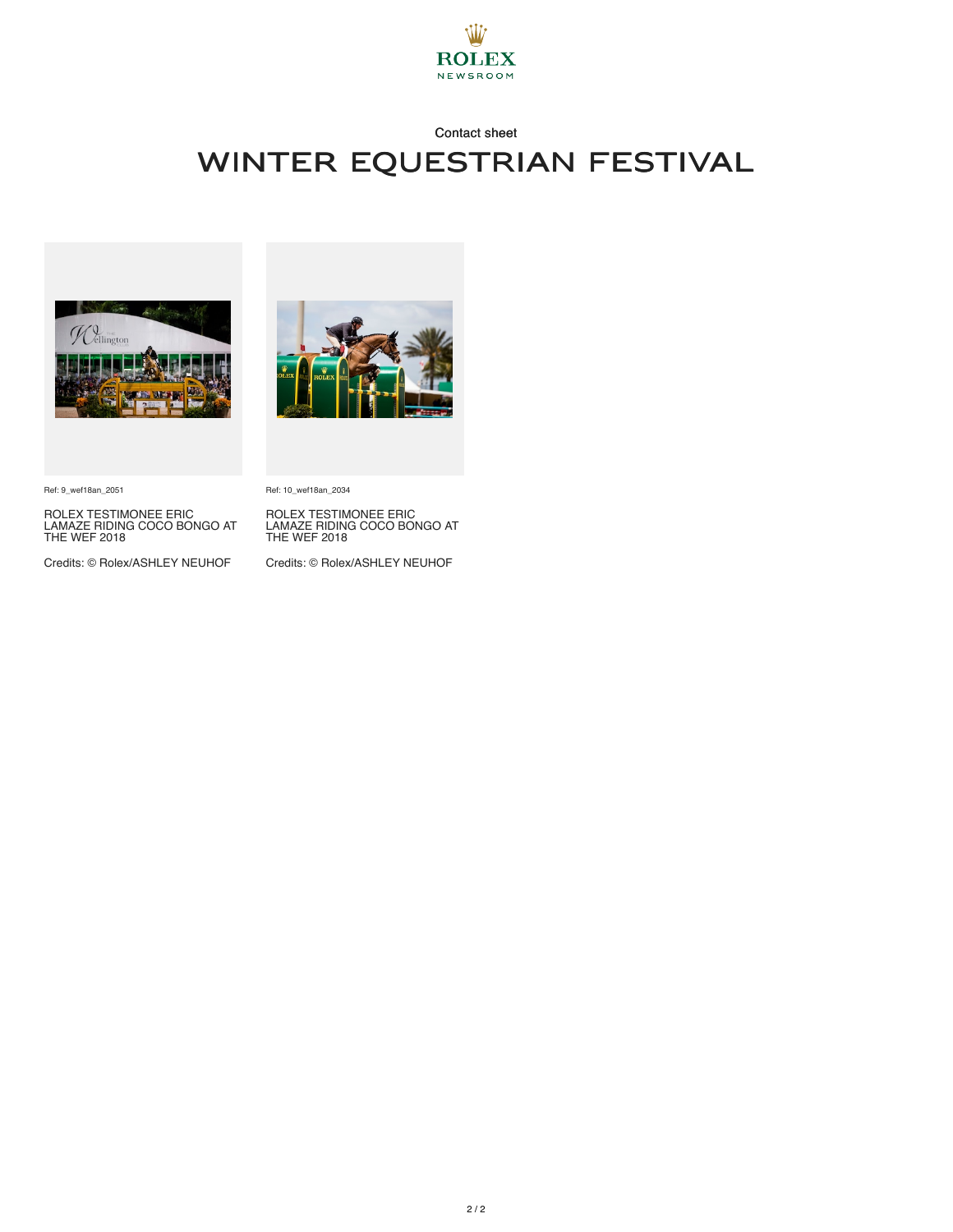ROLEX
NEWSROOM

Contact sheet

# WINTER EQUESTRIAN FESTIVAL

Ref: 9_wef18an_2051

ROLEX TESTIMONEE ERIC LAMAZE RIDING COCO BONGO AT THE WEF 2018

Credits: © Rolex/ASHLEY NEUHOF

Ref: 10_wef18an_2034

ROLEX TESTIMONEE ERIC LAMAZE RIDING COCO BONGO AT THE WEF 2018

Credits: © Rolex/ASHLEY NEUHOF